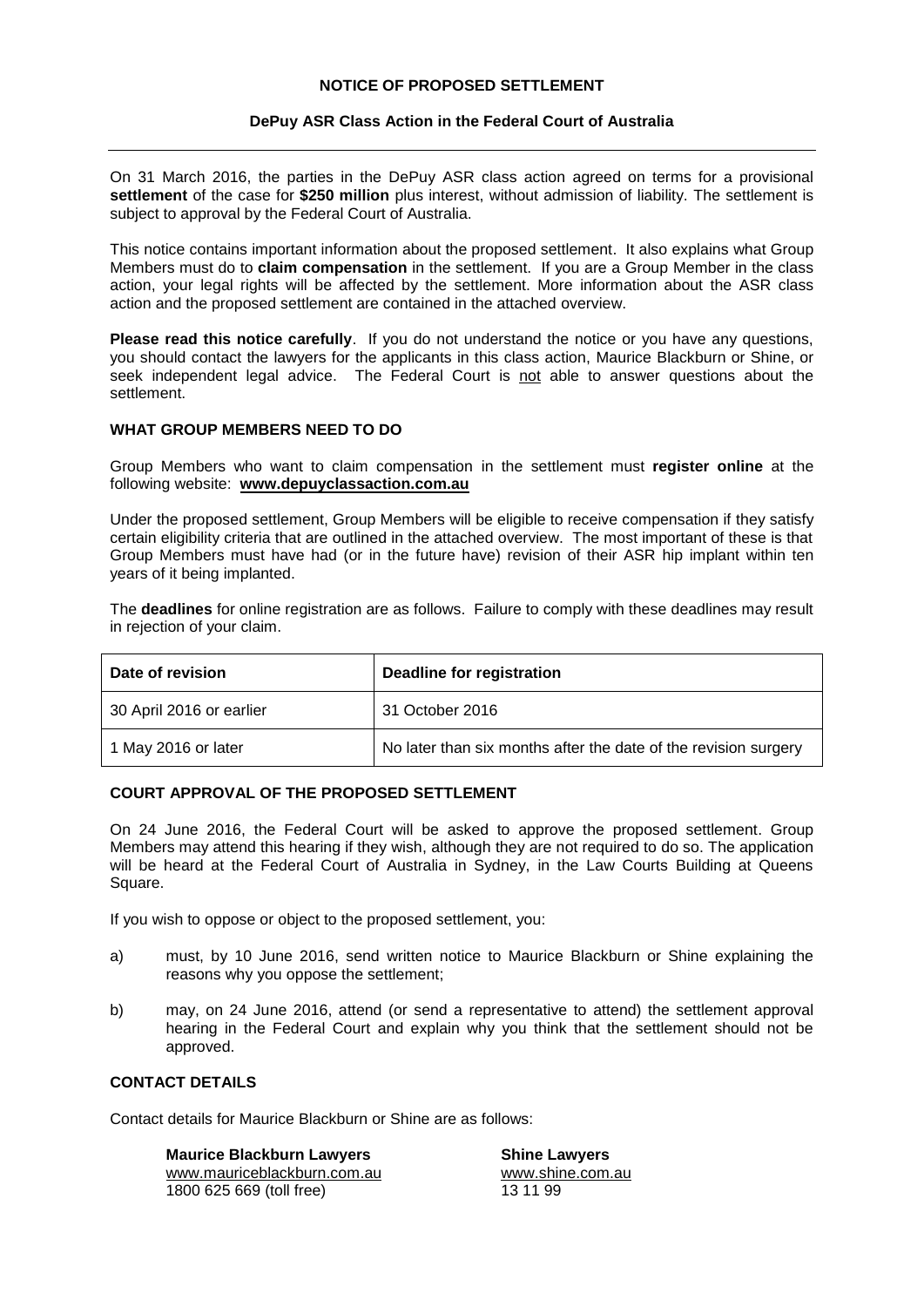# NOTICE OF PROPOSED SETTLEMENT

## DePuy ASR Class Action in the Federal Court of Australia

---

On 31 March 2016, the parties in the DePuy ASR class action agreed on terms for a provisional **settlement** of the case for **$250 million** plus interest, without admission of liability. The settlement is subject to approval by the Federal Court of Australia.

This notice contains important information about the proposed settlement. It also explains what Group Members must do to **claim compensation** in the settlement. If you are a Group Member in the class action, your legal rights will be affected by the settlement. More information about the ASR class action and the proposed settlement are contained in the attached overview.

**Please read this notice carefully**. If you do not understand the notice or you have any questions, you should contact the lawyers for the applicants in this class action, Maurice Blackburn or Shine, or seek independent legal advice. The Federal Court is <u>not</u> able to answer questions about the settlement.

### WHAT GROUP MEMBERS NEED TO DO

Group Members who want to claim compensation in the settlement must **register online** at the following website: **www.depuyclassaction.com.au**

Under the proposed settlement, Group Members will be eligible to receive compensation if they satisfy certain eligibility criteria that are outlined in the attached overview. The most important of these is that Group Members must have had (or in the future have) revision of their ASR hip implant within ten years of it being implanted.

The **deadlines** for online registration are as follows. Failure to comply with these deadlines may result in rejection of your claim.

| Date of revision | Deadline for registration |
|---|---|
| 30 April 2016 or earlier | 31 October 2016 |
| 1 May 2016 or later | No later than six months after the date of the revision surgery |

### COURT APPROVAL OF THE PROPOSED SETTLEMENT

On 24 June 2016, the Federal Court will be asked to approve the proposed settlement. Group Members may attend this hearing if they wish, although they are not required to do so. The application will be heard at the Federal Court of Australia in Sydney, in the Law Courts Building at Queens Square.

If you wish to oppose or object to the proposed settlement, you:

a) must, by 10 June 2016, send written notice to Maurice Blackburn or Shine explaining the reasons why you oppose the settlement;

b) may, on 24 June 2016, attend (or send a representative to attend) the settlement approval hearing in the Federal Court and explain why you think that the settlement should not be approved.

### CONTACT DETAILS

Contact details for Maurice Blackburn or Shine are as follows:

**Maurice Blackburn Lawyers**
www.mauriceblackburn.com.au
1800 625 669 (toll free)

**Shine Lawyers**
www.shine.com.au
13 11 99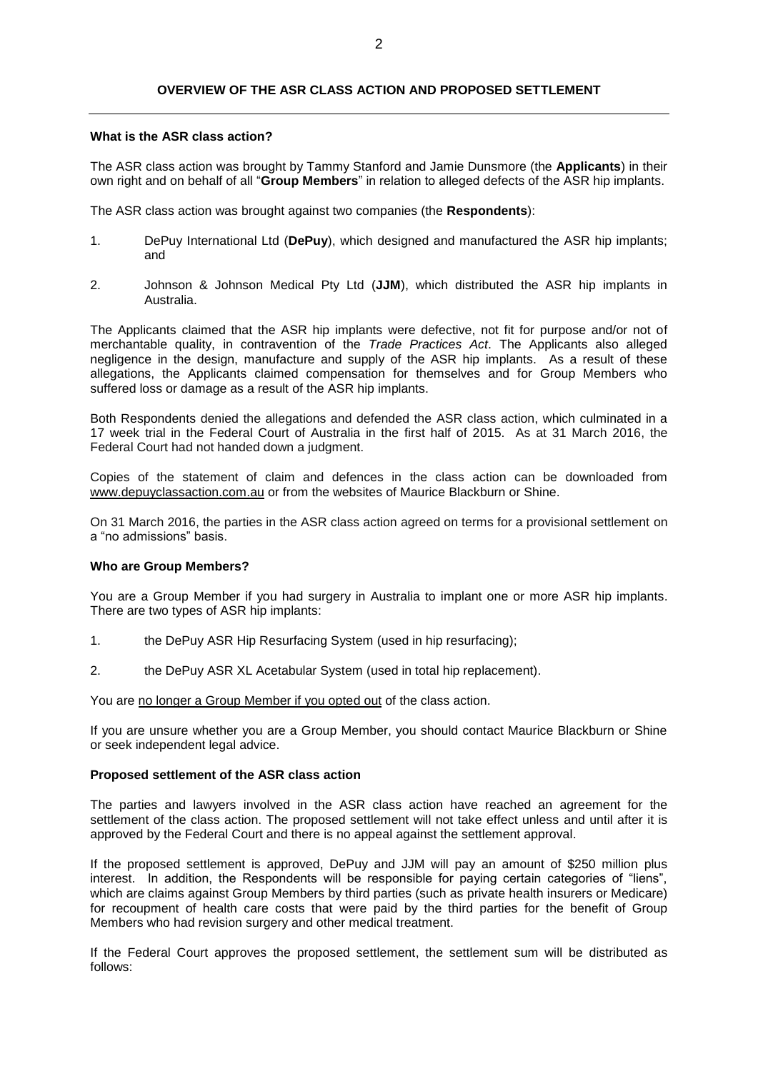## OVERVIEW OF THE ASR CLASS ACTION AND PROPOSED SETTLEMENT

### What is the ASR class action?

The ASR class action was brought by Tammy Stanford and Jamie Dunsmore (the **Applicants**) in their own right and on behalf of all "**Group Members**" in relation to alleged defects of the ASR hip implants.

The ASR class action was brought against two companies (the **Respondents**):

1. DePuy International Ltd (**DePuy**), which designed and manufactured the ASR hip implants; and
2. Johnson & Johnson Medical Pty Ltd (**JJM**), which distributed the ASR hip implants in Australia.

The Applicants claimed that the ASR hip implants were defective, not fit for purpose and/or not of merchantable quality, in contravention of the *Trade Practices Act*. The Applicants also alleged negligence in the design, manufacture and supply of the ASR hip implants. As a result of these allegations, the Applicants claimed compensation for themselves and for Group Members who suffered loss or damage as a result of the ASR hip implants.

Both Respondents denied the allegations and defended the ASR class action, which culminated in a 17 week trial in the Federal Court of Australia in the first half of 2015. As at 31 March 2016, the Federal Court had not handed down a judgment.

Copies of the statement of claim and defences in the class action can be downloaded from www.depuyclassaction.com.au or from the websites of Maurice Blackburn or Shine.

On 31 March 2016, the parties in the ASR class action agreed on terms for a provisional settlement on a "no admissions" basis.

### Who are Group Members?

You are a Group Member if you had surgery in Australia to implant one or more ASR hip implants. There are two types of ASR hip implants:

1. the DePuy ASR Hip Resurfacing System (used in hip resurfacing);
2. the DePuy ASR XL Acetabular System (used in total hip replacement).

You are no longer a Group Member if you opted out of the class action.

If you are unsure whether you are a Group Member, you should contact Maurice Blackburn or Shine or seek independent legal advice.

### Proposed settlement of the ASR class action

The parties and lawyers involved in the ASR class action have reached an agreement for the settlement of the class action. The proposed settlement will not take effect unless and until after it is approved by the Federal Court and there is no appeal against the settlement approval.

If the proposed settlement is approved, DePuy and JJM will pay an amount of $250 million plus interest. In addition, the Respondents will be responsible for paying certain categories of "liens", which are claims against Group Members by third parties (such as private health insurers or Medicare) for recoupment of health care costs that were paid by the third parties for the benefit of Group Members who had revision surgery and other medical treatment.

If the Federal Court approves the proposed settlement, the settlement sum will be distributed as follows: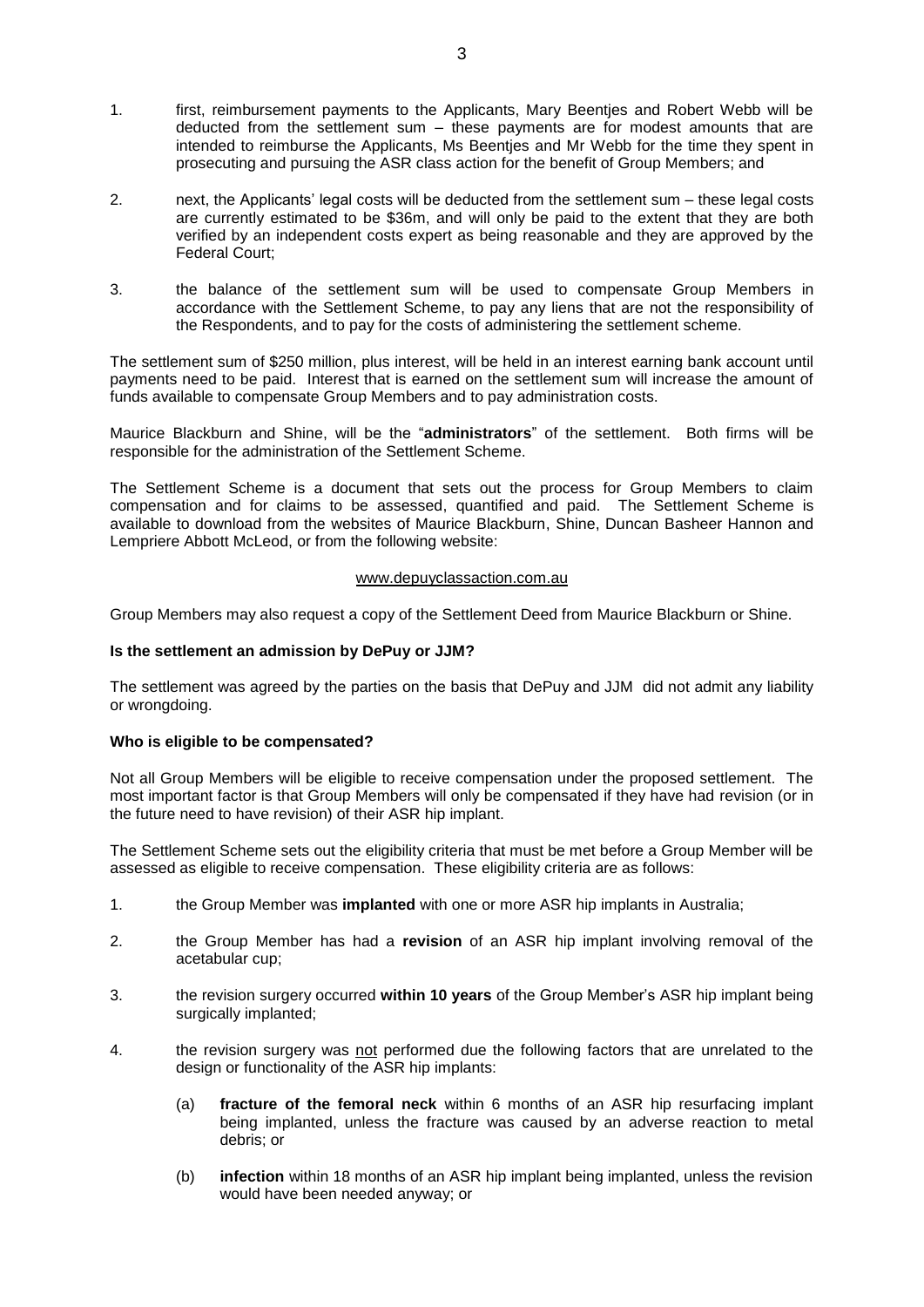1. first, reimbursement payments to the Applicants, Mary Beentjes and Robert Webb will be deducted from the settlement sum – these payments are for modest amounts that are intended to reimburse the Applicants, Ms Beentjes and Mr Webb for the time they spent in prosecuting and pursuing the ASR class action for the benefit of Group Members; and

2. next, the Applicants' legal costs will be deducted from the settlement sum – these legal costs are currently estimated to be $36m, and will only be paid to the extent that they are both verified by an independent costs expert as being reasonable and they are approved by the Federal Court;

3. the balance of the settlement sum will be used to compensate Group Members in accordance with the Settlement Scheme, to pay any liens that are not the responsibility of the Respondents, and to pay for the costs of administering the settlement scheme.

The settlement sum of $250 million, plus interest, will be held in an interest earning bank account until payments need to be paid. Interest that is earned on the settlement sum will increase the amount of funds available to compensate Group Members and to pay administration costs.

Maurice Blackburn and Shine, will be the "**administrators**" of the settlement. Both firms will be responsible for the administration of the Settlement Scheme.

The Settlement Scheme is a document that sets out the process for Group Members to claim compensation and for claims to be assessed, quantified and paid. The Settlement Scheme is available to download from the websites of Maurice Blackburn, Shine, Duncan Basheer Hannon and Lempriere Abbott McLeod, or from the following website:

www.depuyclassaction.com.au

Group Members may also request a copy of the Settlement Deed from Maurice Blackburn or Shine.

**Is the settlement an admission by DePuy or JJM?**

The settlement was agreed by the parties on the basis that DePuy and JJM did not admit any liability or wrongdoing.

**Who is eligible to be compensated?**

Not all Group Members will be eligible to receive compensation under the proposed settlement. The most important factor is that Group Members will only be compensated if they have had revision (or in the future need to have revision) of their ASR hip implant.

The Settlement Scheme sets out the eligibility criteria that must be met before a Group Member will be assessed as eligible to receive compensation. These eligibility criteria are as follows:

1. the Group Member was **implanted** with one or more ASR hip implants in Australia;

2. the Group Member has had a **revision** of an ASR hip implant involving removal of the acetabular cup;

3. the revision surgery occurred **within 10 years** of the Group Member's ASR hip implant being surgically implanted;

4. the revision surgery was not performed due the following factors that are unrelated to the design or functionality of the ASR hip implants:

   (a) **fracture of the femoral neck** within 6 months of an ASR hip resurfacing implant being implanted, unless the fracture was caused by an adverse reaction to metal debris; or

   (b) **infection** within 18 months of an ASR hip implant being implanted, unless the revision would have been needed anyway; or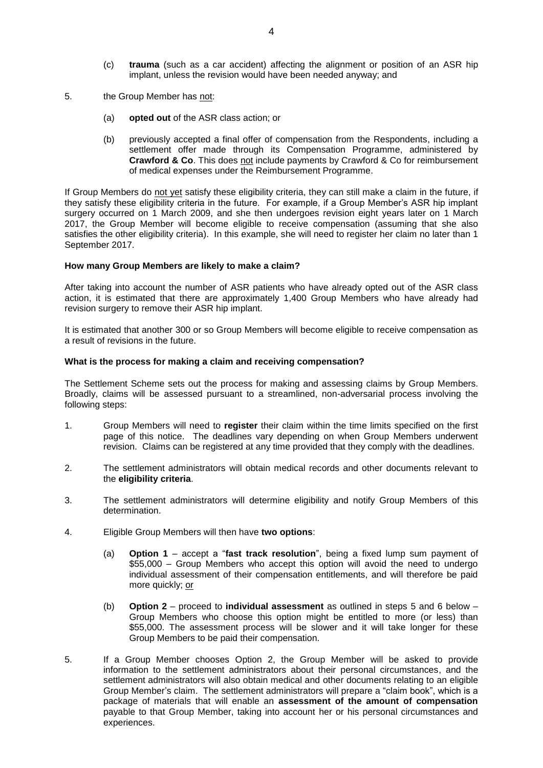(c) **trauma** (such as a car accident) affecting the alignment or position of an ASR hip implant, unless the revision would have been needed anyway; and

5. the Group Member has not:

   (a) **opted out** of the ASR class action; or

   (b) previously accepted a final offer of compensation from the Respondents, including a settlement offer made through its Compensation Programme, administered by **Crawford & Co**. This does not include payments by Crawford & Co for reimbursement of medical expenses under the Reimbursement Programme.

If Group Members do not yet satisfy these eligibility criteria, they can still make a claim in the future, if they satisfy these eligibility criteria in the future. For example, if a Group Member's ASR hip implant surgery occurred on 1 March 2009, and she then undergoes revision eight years later on 1 March 2017, the Group Member will become eligible to receive compensation (assuming that she also satisfies the other eligibility criteria). In this example, she will need to register her claim no later than 1 September 2017.

**How many Group Members are likely to make a claim?**

After taking into account the number of ASR patients who have already opted out of the ASR class action, it is estimated that there are approximately 1,400 Group Members who have already had revision surgery to remove their ASR hip implant.

It is estimated that another 300 or so Group Members will become eligible to receive compensation as a result of revisions in the future.

**What is the process for making a claim and receiving compensation?**

The Settlement Scheme sets out the process for making and assessing claims by Group Members. Broadly, claims will be assessed pursuant to a streamlined, non-adversarial process involving the following steps:

1. Group Members will need to **register** their claim within the time limits specified on the first page of this notice. The deadlines vary depending on when Group Members underwent revision. Claims can be registered at any time provided that they comply with the deadlines.

2. The settlement administrators will obtain medical records and other documents relevant to the **eligibility criteria**.

3. The settlement administrators will determine eligibility and notify Group Members of this determination.

4. Eligible Group Members will then have **two options**:

   (a) **Option 1** – accept a "**fast track resolution**", being a fixed lump sum payment of $55,000 – Group Members who accept this option will avoid the need to undergo individual assessment of their compensation entitlements, and will therefore be paid more quickly; or

   (b) **Option 2** – proceed to **individual assessment** as outlined in steps 5 and 6 below – Group Members who choose this option might be entitled to more (or less) than $55,000. The assessment process will be slower and it will take longer for these Group Members to be paid their compensation.

5. If a Group Member chooses Option 2, the Group Member will be asked to provide information to the settlement administrators about their personal circumstances, and the settlement administrators will also obtain medical and other documents relating to an eligible Group Member's claim. The settlement administrators will prepare a "claim book", which is a package of materials that will enable an **assessment of the amount of compensation** payable to that Group Member, taking into account her or his personal circumstances and experiences.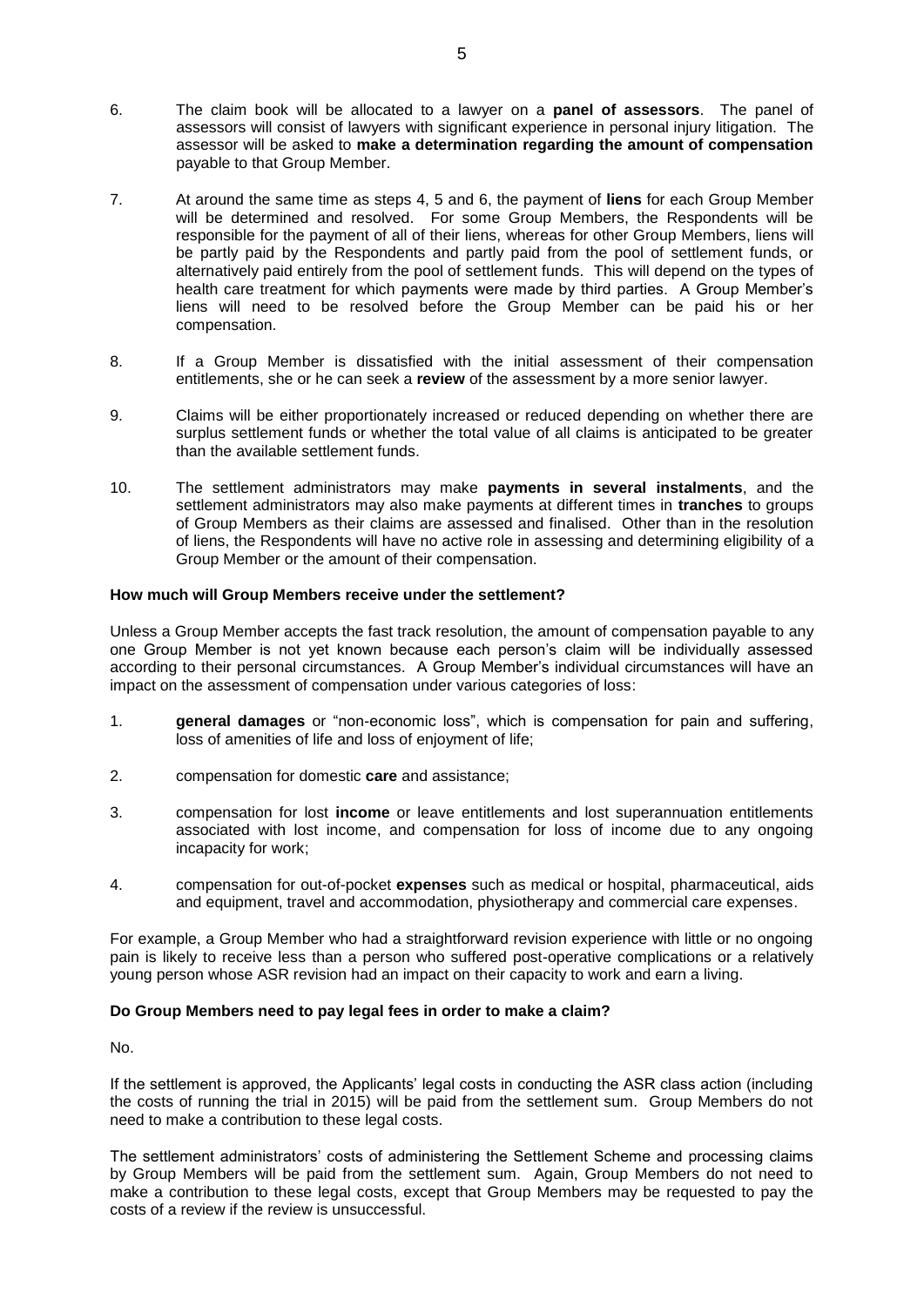6. The claim book will be allocated to a lawyer on a **panel of assessors**. The panel of assessors will consist of lawyers with significant experience in personal injury litigation. The assessor will be asked to **make a determination regarding the amount of compensation** payable to that Group Member.

7. At around the same time as steps 4, 5 and 6, the payment of **liens** for each Group Member will be determined and resolved. For some Group Members, the Respondents will be responsible for the payment of all of their liens, whereas for other Group Members, liens will be partly paid by the Respondents and partly paid from the pool of settlement funds, or alternatively paid entirely from the pool of settlement funds. This will depend on the types of health care treatment for which payments were made by third parties. A Group Member's liens will need to be resolved before the Group Member can be paid his or her compensation.

8. If a Group Member is dissatisfied with the initial assessment of their compensation entitlements, she or he can seek a **review** of the assessment by a more senior lawyer.

9. Claims will be either proportionately increased or reduced depending on whether there are surplus settlement funds or whether the total value of all claims is anticipated to be greater than the available settlement funds.

10. The settlement administrators may make **payments in several instalments**, and the settlement administrators may also make payments at different times in **tranches** to groups of Group Members as their claims are assessed and finalised. Other than in the resolution of liens, the Respondents will have no active role in assessing and determining eligibility of a Group Member or the amount of their compensation.

**How much will Group Members receive under the settlement?**

Unless a Group Member accepts the fast track resolution, the amount of compensation payable to any one Group Member is not yet known because each person's claim will be individually assessed according to their personal circumstances. A Group Member's individual circumstances will have an impact on the assessment of compensation under various categories of loss:

1. **general damages** or "non-economic loss", which is compensation for pain and suffering, loss of amenities of life and loss of enjoyment of life;

2. compensation for domestic **care** and assistance;

3. compensation for lost **income** or leave entitlements and lost superannuation entitlements associated with lost income, and compensation for loss of income due to any ongoing incapacity for work;

4. compensation for out-of-pocket **expenses** such as medical or hospital, pharmaceutical, aids and equipment, travel and accommodation, physiotherapy and commercial care expenses.

For example, a Group Member who had a straightforward revision experience with little or no ongoing pain is likely to receive less than a person who suffered post-operative complications or a relatively young person whose ASR revision had an impact on their capacity to work and earn a living.

**Do Group Members need to pay legal fees in order to make a claim?**

No.

If the settlement is approved, the Applicants' legal costs in conducting the ASR class action (including the costs of running the trial in 2015) will be paid from the settlement sum. Group Members do not need to make a contribution to these legal costs.

The settlement administrators' costs of administering the Settlement Scheme and processing claims by Group Members will be paid from the settlement sum. Again, Group Members do not need to make a contribution to these legal costs, except that Group Members may be requested to pay the costs of a review if the review is unsuccessful.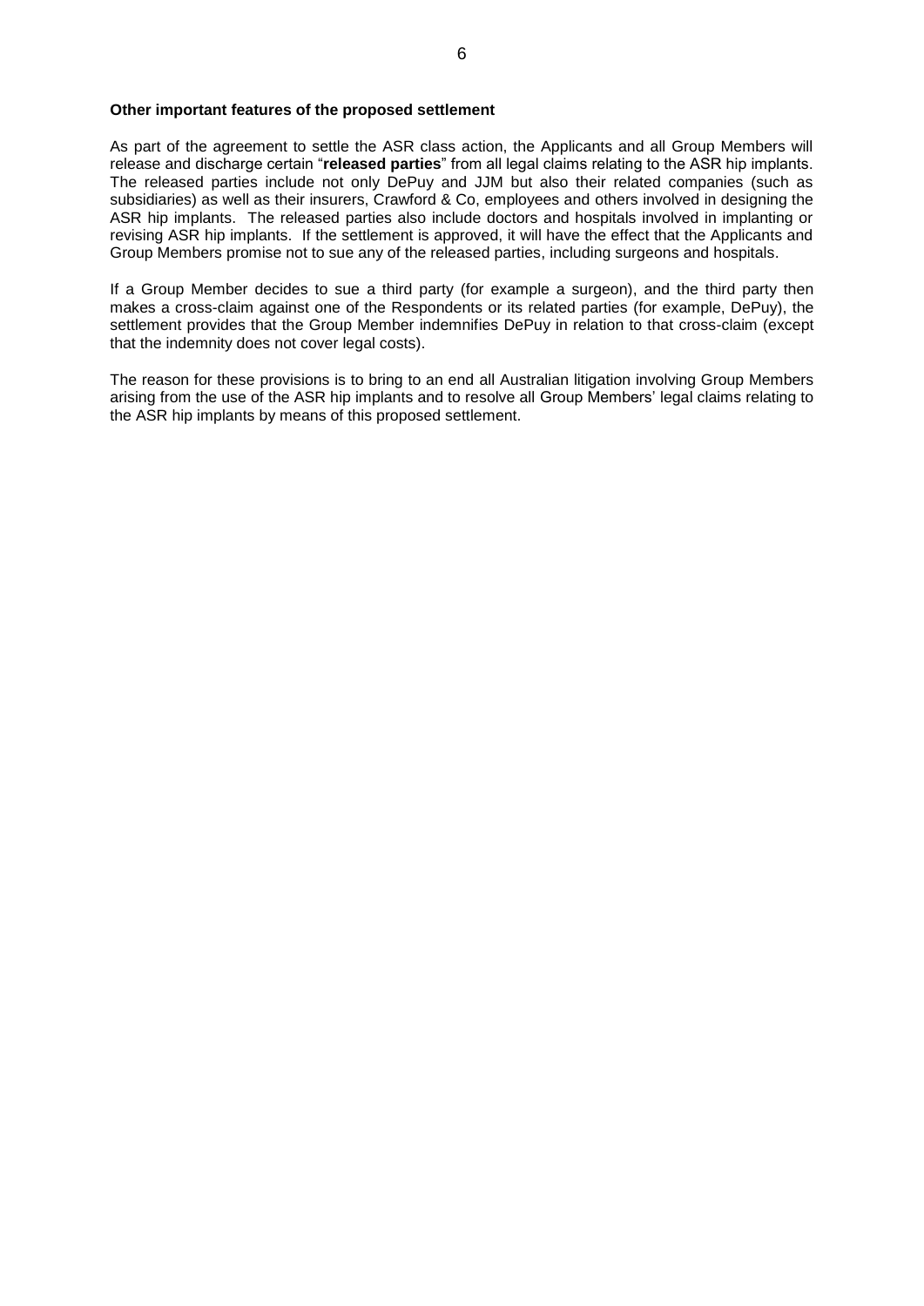**Other important features of the proposed settlement**

As part of the agreement to settle the ASR class action, the Applicants and all Group Members will release and discharge certain "**released parties**" from all legal claims relating to the ASR hip implants. The released parties include not only DePuy and JJM but also their related companies (such as subsidiaries) as well as their insurers, Crawford & Co, employees and others involved in designing the ASR hip implants. The released parties also include doctors and hospitals involved in implanting or revising ASR hip implants. If the settlement is approved, it will have the effect that the Applicants and Group Members promise not to sue any of the released parties, including surgeons and hospitals.

If a Group Member decides to sue a third party (for example a surgeon), and the third party then makes a cross-claim against one of the Respondents or its related parties (for example, DePuy), the settlement provides that the Group Member indemnifies DePuy in relation to that cross-claim (except that the indemnity does not cover legal costs).

The reason for these provisions is to bring to an end all Australian litigation involving Group Members arising from the use of the ASR hip implants and to resolve all Group Members' legal claims relating to the ASR hip implants by means of this proposed settlement.